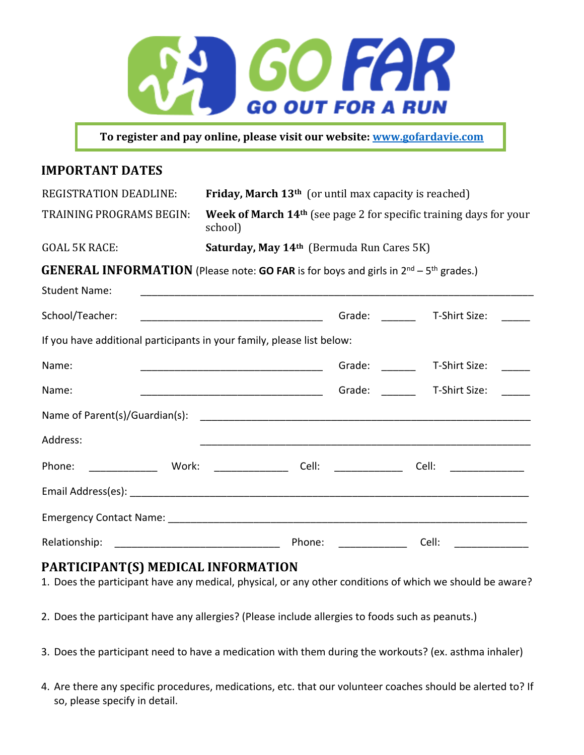# GO FAR

## GO OUT FOR A RUN

**To register and pay online, please visit our website: [www.gofardavie.com](http://www.gofardavie.com)**

## IMPORTANT DATES

| | |
|---|---|
| REGISTRATION DEADLINE: | **Friday, March 13th** (or until max capacity is reached) |
| TRAINING PROGRAMS BEGIN: | **Week of March 14th** (see page 2 for specific training days for your school) |
| GOAL 5K RACE: | **Saturday, May 14th** (Bermuda Run Cares 5K) |

## GENERAL INFORMATION (Please note: **GO FAR** is for boys and girls in 2nd – 5th grades.)

Student Name: ________________________________________________________________

School/Teacher: ______________________________ Grade: ______ T-Shirt Size: _____

If you have additional participants in your family, please list below:

Name: ______________________________ Grade: ______ T-Shirt Size: _____

Name: ______________________________ Grade: ______ T-Shirt Size: _____

Name of Parent(s)/Guardian(s): ______________________________________________________

Address: ______________________________________________________

Phone: ____________ Work: _____________ Cell: ____________ Cell: _____________

Email Address(es): ________________________________________________________________

Emergency Contact Name: ____________________________________________________________

Relationship: ____________________________ Phone: ____________ Cell: _____________

## PARTICIPANT(S) MEDICAL INFORMATION

1. Does the participant have any medical, physical, or any other conditions of which we should be aware?

2. Does the participant have any allergies? (Please include allergies to foods such as peanuts.)

3. Does the participant need to have a medication with them during the workouts? (ex. asthma inhaler)

4. Are there any specific procedures, medications, etc. that our volunteer coaches should be alerted to? If so, please specify in detail.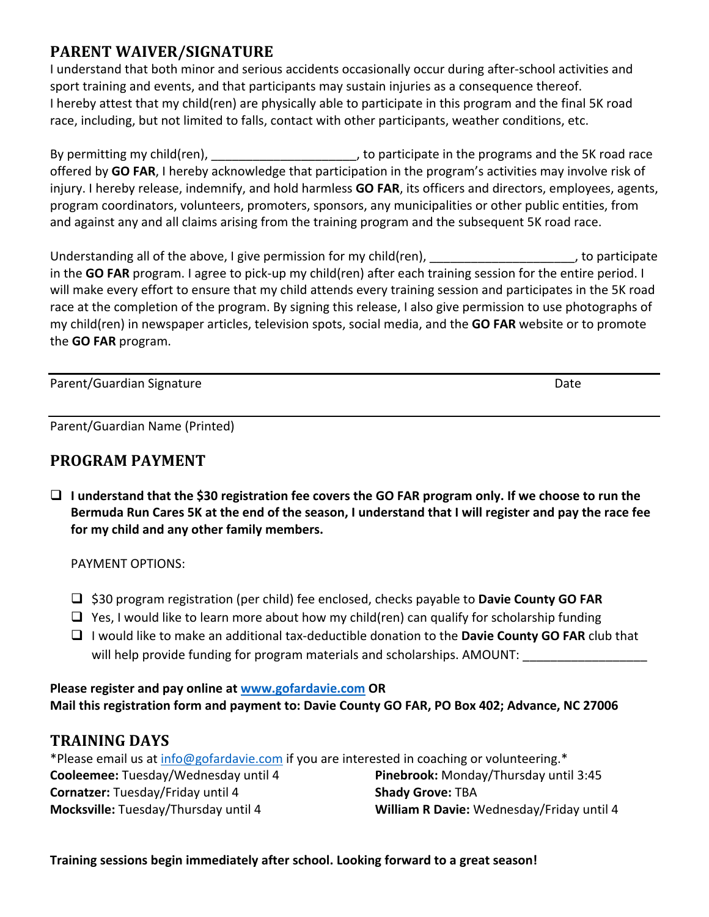## PARENT WAIVER/SIGNATURE

I understand that both minor and serious accidents occasionally occur during after-school activities and sport training and events, and that participants may sustain injuries as a consequence thereof. I hereby attest that my child(ren) are physically able to participate in this program and the final 5K road race, including, but not limited to falls, contact with other participants, weather conditions, etc.

By permitting my child(ren), _____________________, to participate in the programs and the 5K road race offered by **GO FAR**, I hereby acknowledge that participation in the program's activities may involve risk of injury. I hereby release, indemnify, and hold harmless **GO FAR**, its officers and directors, employees, agents, program coordinators, volunteers, promoters, sponsors, any municipalities or other public entities, from and against any and all claims arising from the training program and the subsequent 5K road race.

Understanding all of the above, I give permission for my child(ren), _____________________, to participate in the **GO FAR** program. I agree to pick-up my child(ren) after each training session for the entire period. I will make every effort to ensure that my child attends every training session and participates in the 5K road race at the completion of the program. By signing this release, I also give permission to use photographs of my child(ren) in newspaper articles, television spots, social media, and the **GO FAR** website or to promote the **GO FAR** program.

______________________________________________________________________

Parent/Guardian Signature | Date

______________________________________________________________________

Parent/Guardian Name (Printed)

## PROGRAM PAYMENT

- ☐ **I understand that the $30 registration fee covers the GO FAR program only. If we choose to run the Bermuda Run Cares 5K at the end of the season, I understand that I will register and pay the race fee for my child and any other family members.**

  PAYMENT OPTIONS:

  - ☐ $30 program registration (per child) fee enclosed, checks payable to **Davie County GO FAR**
  - ☐ Yes, I would like to learn more about how my child(ren) can qualify for scholarship funding
  - ☐ I would like to make an additional tax-deductible donation to the **Davie County GO FAR** club that will help provide funding for program materials and scholarships. AMOUNT: __________________

**Please register and pay online at [www.gofardavie.com](http://www.gofardavie.com) OR**
**Mail this registration form and payment to: Davie County GO FAR, PO Box 402; Advance, NC 27006**

## TRAINING DAYS

*Please email us at [info@gofardavie.com](mailto:info@gofardavie.com) if you are interested in coaching or volunteering.*

**Cooleemee:** Tuesday/Wednesday until 4
**Cornatzer:** Tuesday/Friday until 4
**Mocksville:** Tuesday/Thursday until 4
**Pinebrook:** Monday/Thursday until 3:45
**Shady Grove:** TBA
**William R Davie:** Wednesday/Friday until 4

**Training sessions begin immediately after school. Looking forward to a great season!**